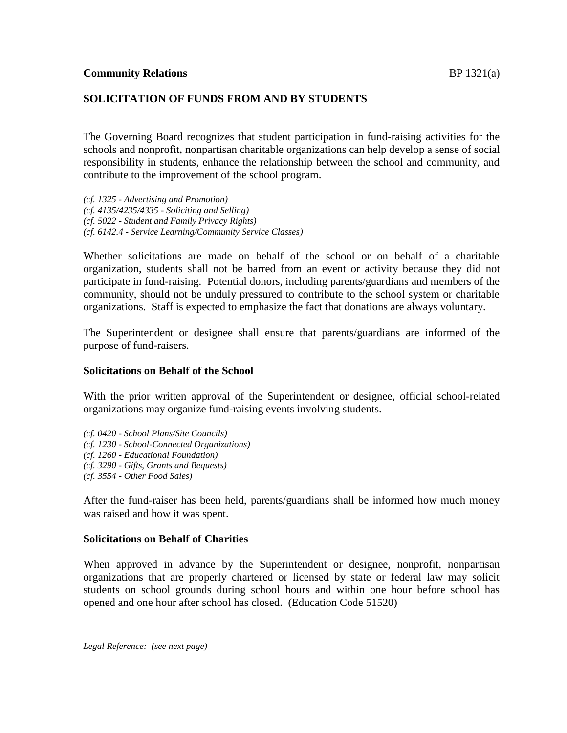**Community Relations** BP 1321(a)

## SOLICITATION OF FUNDS FROM AND BY STUDENTS

The Governing Board recognizes that student participation in fund-raising activities for the schools and nonprofit, nonpartisan charitable organizations can help develop a sense of social responsibility in students, enhance the relationship between the school and community, and contribute to the improvement of the school program.

*(cf. 1325 - Advertising and Promotion)*
*(cf. 4135/4235/4335 - Soliciting and Selling)*
*(cf. 5022 - Student and Family Privacy Rights)*
*(cf. 6142.4 - Service Learning/Community Service Classes)*

Whether solicitations are made on behalf of the school or on behalf of a charitable organization, students shall not be barred from an event or activity because they did not participate in fund-raising. Potential donors, including parents/guardians and members of the community, should not be unduly pressured to contribute to the school system or charitable organizations. Staff is expected to emphasize the fact that donations are always voluntary.

The Superintendent or designee shall ensure that parents/guardians are informed of the purpose of fund-raisers.

### Solicitations on Behalf of the School

With the prior written approval of the Superintendent or designee, official school-related organizations may organize fund-raising events involving students.

*(cf. 0420 - School Plans/Site Councils)*
*(cf. 1230 - School-Connected Organizations)*
*(cf. 1260 - Educational Foundation)*
*(cf. 3290 - Gifts, Grants and Bequests)*
*(cf. 3554 - Other Food Sales)*

After the fund-raiser has been held, parents/guardians shall be informed how much money was raised and how it was spent.

### Solicitations on Behalf of Charities

When approved in advance by the Superintendent or designee, nonprofit, nonpartisan organizations that are properly chartered or licensed by state or federal law may solicit students on school grounds during school hours and within one hour before school has opened and one hour after school has closed. (Education Code 51520)

*Legal Reference: (see next page)*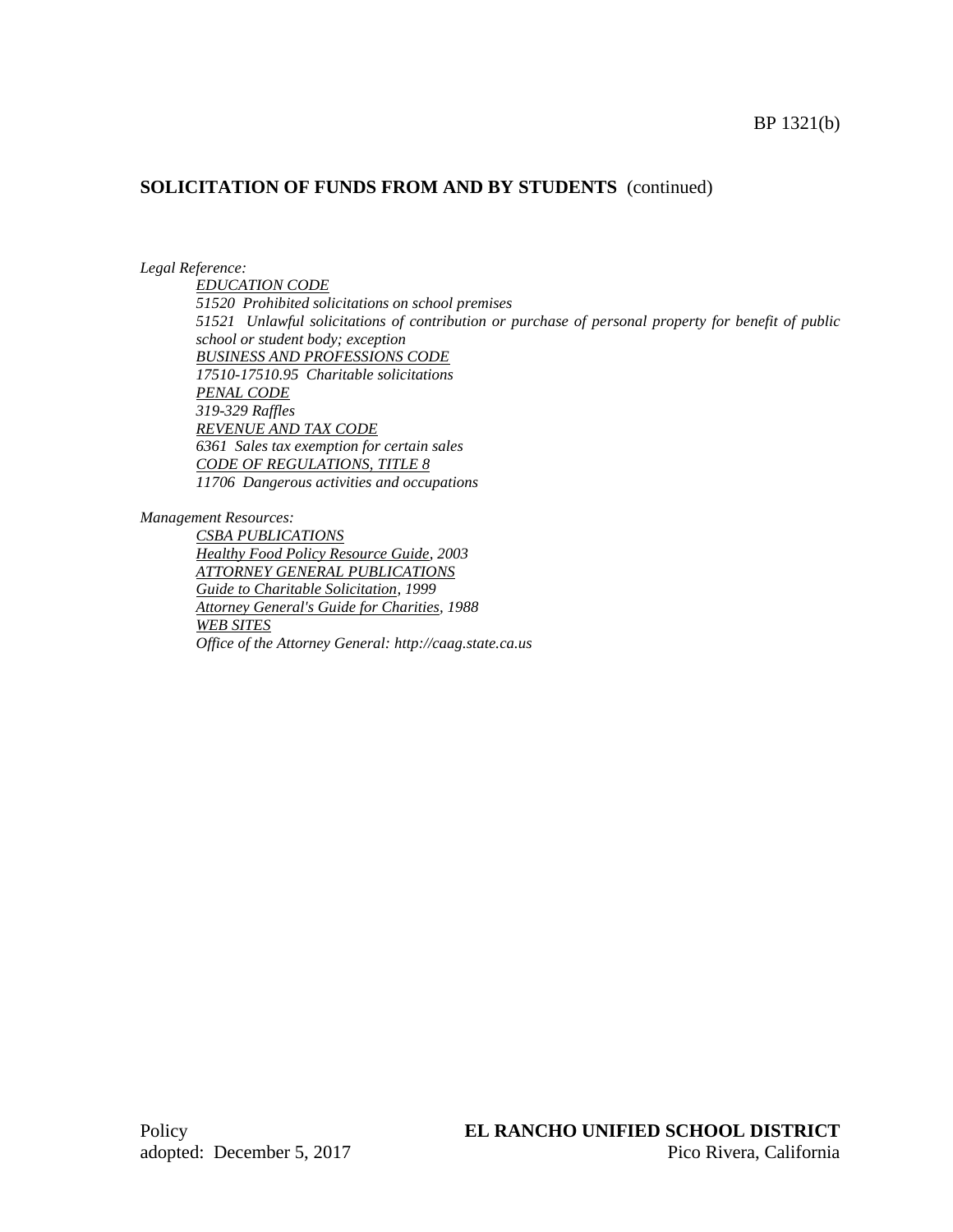## SOLICITATION OF FUNDS FROM AND BY STUDENTS (continued)

*Legal Reference:*

*EDUCATION CODE*
*51520 Prohibited solicitations on school premises*
*51521 Unlawful solicitations of contribution or purchase of personal property for benefit of public school or student body; exception*
*BUSINESS AND PROFESSIONS CODE*
*17510-17510.95 Charitable solicitations*
*PENAL CODE*
*319-329 Raffles*
*REVENUE AND TAX CODE*
*6361 Sales tax exemption for certain sales*
*CODE OF REGULATIONS, TITLE 8*
*11706 Dangerous activities and occupations*

*Management Resources:*

*CSBA PUBLICATIONS*
*Healthy Food Policy Resource Guide, 2003*
*ATTORNEY GENERAL PUBLICATIONS*
*Guide to Charitable Solicitation, 1999*
*Attorney General's Guide for Charities, 1988*
*WEB SITES*
*Office of the Attorney General: http://caag.state.ca.us*

Policy
adopted: December 5, 2017

**EL RANCHO UNIFIED SCHOOL DISTRICT**
Pico Rivera, California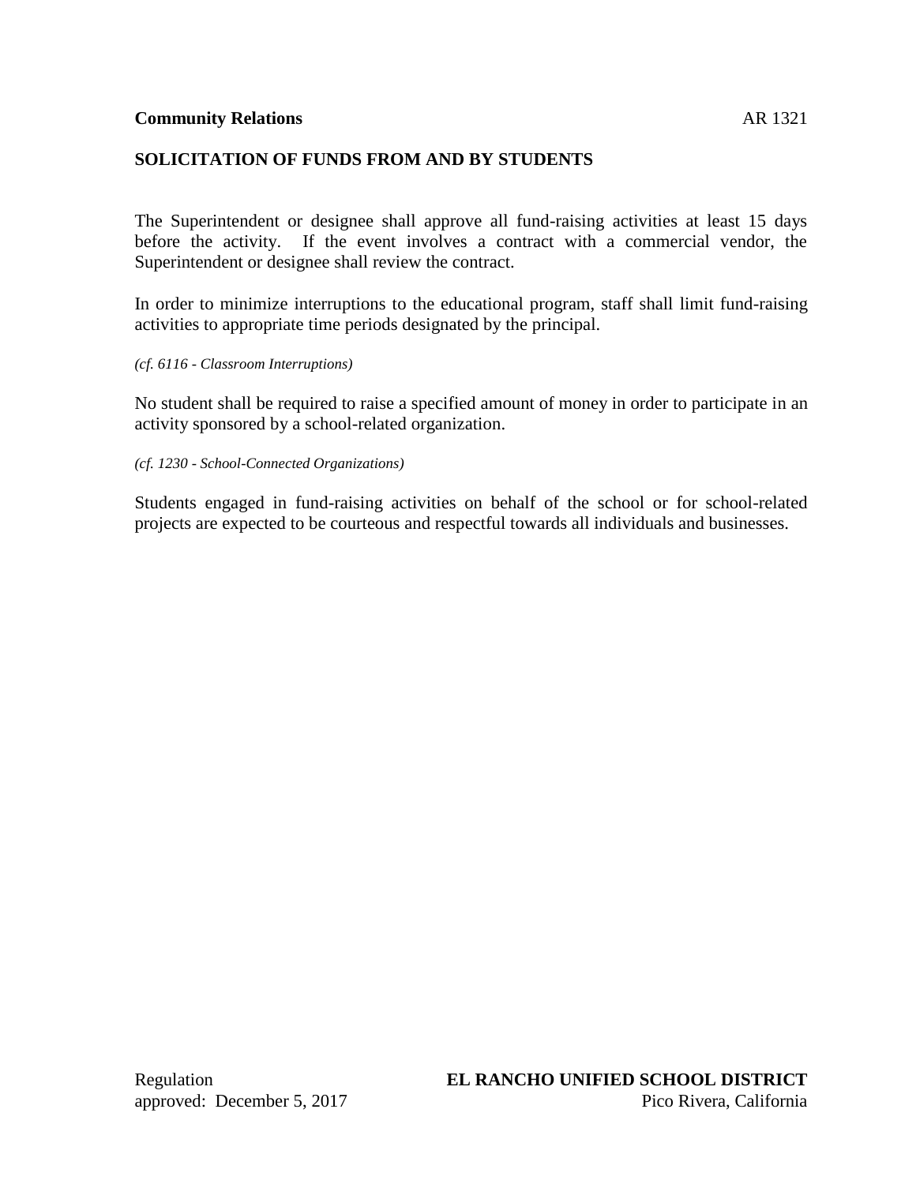**Community Relations** AR 1321

## SOLICITATION OF FUNDS FROM AND BY STUDENTS

The Superintendent or designee shall approve all fund-raising activities at least 15 days before the activity. If the event involves a contract with a commercial vendor, the Superintendent or designee shall review the contract.

In order to minimize interruptions to the educational program, staff shall limit fund-raising activities to appropriate time periods designated by the principal.

*(cf. 6116 - Classroom Interruptions)*

No student shall be required to raise a specified amount of money in order to participate in an activity sponsored by a school-related organization.

*(cf. 1230 - School-Connected Organizations)*

Students engaged in fund-raising activities on behalf of the school or for school-related projects are expected to be courteous and respectful towards all individuals and businesses.

Regulation **EL RANCHO UNIFIED SCHOOL DISTRICT**
approved: December 5, 2017 Pico Rivera, California